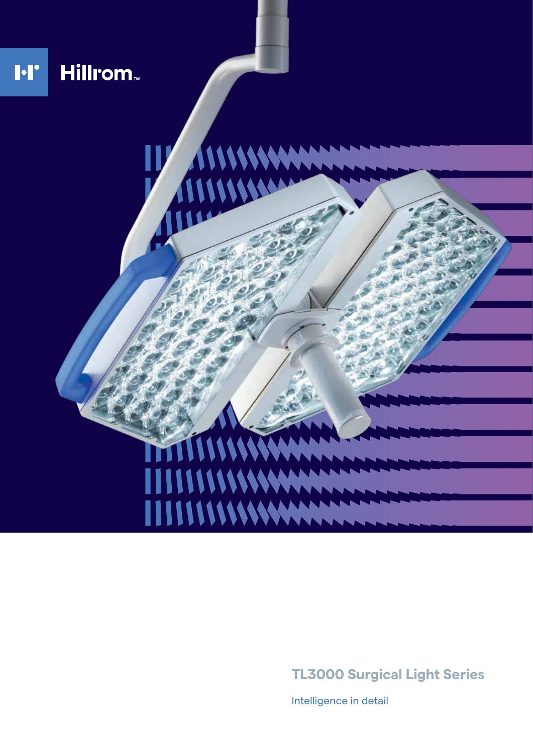Hillrom™

# TL3000 Surgical Light Series

Intelligence in detail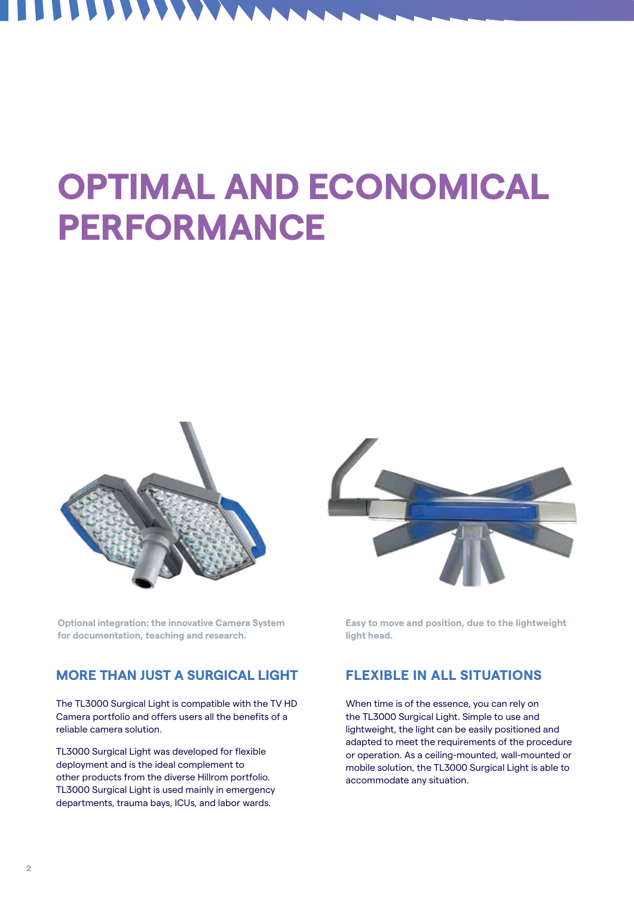# OPTIMAL AND ECONOMICAL PERFORMANCE

**Optional integration: the innovative Camera System for documentation, teaching and research.**

**Easy to move and position, due to the lightweight light head.**

## MORE THAN JUST A SURGICAL LIGHT

The TL3000 Surgical Light is compatible with the TV HD Camera portfolio and offers users all the benefits of a reliable camera solution.

TL3000 Surgical Light was developed for flexible deployment and is the ideal complement to other products from the diverse Hillrom portfolio. TL3000 Surgical Light is used mainly in emergency departments, trauma bays, ICUs, and labor wards.

## FLEXIBLE IN ALL SITUATIONS

When time is of the essence, you can rely on the TL3000 Surgical Light. Simple to use and lightweight, the light can be easily positioned and adapted to meet the requirements of the procedure or operation. As a ceiling-mounted, wall-mounted or mobile solution, the TL3000 Surgical Light is able to accommodate any situation.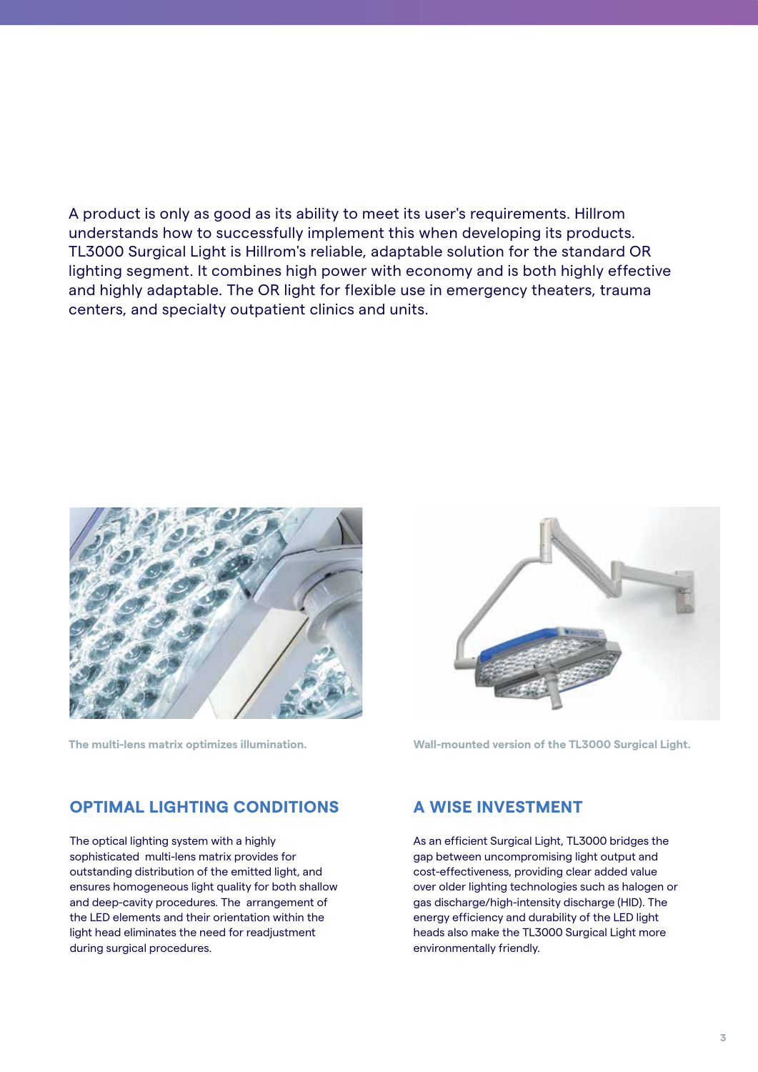A product is only as good as its ability to meet its user's requirements. Hillrom understands how to successfully implement this when developing its products. TL3000 Surgical Light is Hillrom's reliable, adaptable solution for the standard OR lighting segment. It combines high power with economy and is both highly effective and highly adaptable. The OR light for flexible use in emergency theaters, trauma centers, and specialty outpatient clinics and units.

The multi-lens matrix optimizes illumination.

Wall-mounted version of the TL3000 Surgical Light.

## OPTIMAL LIGHTING CONDITIONS

The optical lighting system with a highly sophisticated multi-lens matrix provides for outstanding distribution of the emitted light, and ensures homogeneous light quality for both shallow and deep-cavity procedures. The arrangement of the LED elements and their orientation within the light head eliminates the need for readjustment during surgical procedures.

## A WISE INVESTMENT

As an efficient Surgical Light, TL3000 bridges the gap between uncompromising light output and cost-effectiveness, providing clear added value over older lighting technologies such as halogen or gas discharge/high-intensity discharge (HID). The energy efficiency and durability of the LED light heads also make the TL3000 Surgical Light more environmentally friendly.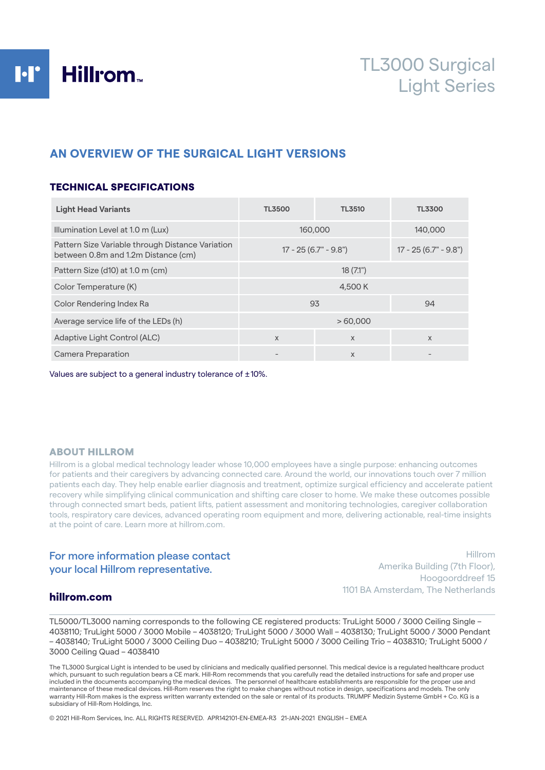Hillrom

# TL3000 Surgical Light Series

## AN OVERVIEW OF THE SURGICAL LIGHT VERSIONS

### TECHNICAL SPECIFICATIONS

| Light Head Variants | TL3500 | TL3510 | TL3300 |
|---|---|---|---|
| Illumination Level at 1.0 m (Lux) | 160,000 | | 140,000 |
| Pattern Size Variable through Distance Variation between 0.8m and 1.2m Distance (cm) | 17 - 25 (6.7" - 9.8") | | 17 - 25 (6.7" - 9.8") |
| Pattern Size (d10) at 1.0 m (cm) | 18 (7.1") | | |
| Color Temperature (K) | 4,500 K | | |
| Color Rendering Index Ra | 93 | | 94 |
| Average service life of the LEDs (h) | > 60,000 | | |
| Adaptive Light Control (ALC) | x | x | x |
| Camera Preparation | - | x | - |

Values are subject to a general industry tolerance of ±10%.

### ABOUT HILLROM

Hillrom is a global medical technology leader whose 10,000 employees have a single purpose: enhancing outcomes for patients and their caregivers by advancing connected care. Around the world, our innovations touch over 7 million patients each day. They help enable earlier diagnosis and treatment, optimize surgical efficiency and accelerate patient recovery while simplifying clinical communication and shifting care closer to home. We make these outcomes possible through connected smart beds, patient lifts, patient assessment and monitoring technologies, caregiver collaboration tools, respiratory care devices, advanced operating room equipment and more, delivering actionable, real-time insights at the point of care. Learn more at hillrom.com.

For more information please contact your local Hillrom representative.

**hillrom.com**

Hillrom
Amerika Building (7th Floor),
Hoogoorddreef 15
1101 BA Amsterdam, The Netherlands

TL5000/TL3000 naming corresponds to the following CE registered products: TruLight 5000 / 3000 Ceiling Single – 4038110; TruLight 5000 / 3000 Mobile – 4038120; TruLight 5000 / 3000 Wall – 4038130; TruLight 5000 / 3000 Pendant – 4038140; TruLight 5000 / 3000 Ceiling Duo – 4038210; TruLight 5000 / 3000 Ceiling Trio – 4038310; TruLight 5000 / 3000 Ceiling Quad – 4038410

The TL3000 Surgical Light is intended to be used by clinicians and medically qualified personnel. This medical device is a regulated healthcare product which, pursuant to such regulation bears a CE mark. Hill-Rom recommends that you carefully read the detailed instructions for safe and proper use included in the documents accompanying the medical devices. The personnel of healthcare establishments are responsible for the proper use and maintenance of these medical devices. Hill-Rom reserves the right to make changes without notice in design, specifications and models. The only warranty Hill-Rom makes is the express written warranty extended on the sale or rental of its products. TRUMPF Medizin Systeme GmbH + Co. KG is a subsidiary of Hill-Rom Holdings, Inc.

© 2021 Hill-Rom Services, Inc. ALL RIGHTS RESERVED. APR142101-EN-EMEA-R3 21-JAN-2021 ENGLISH – EMEA